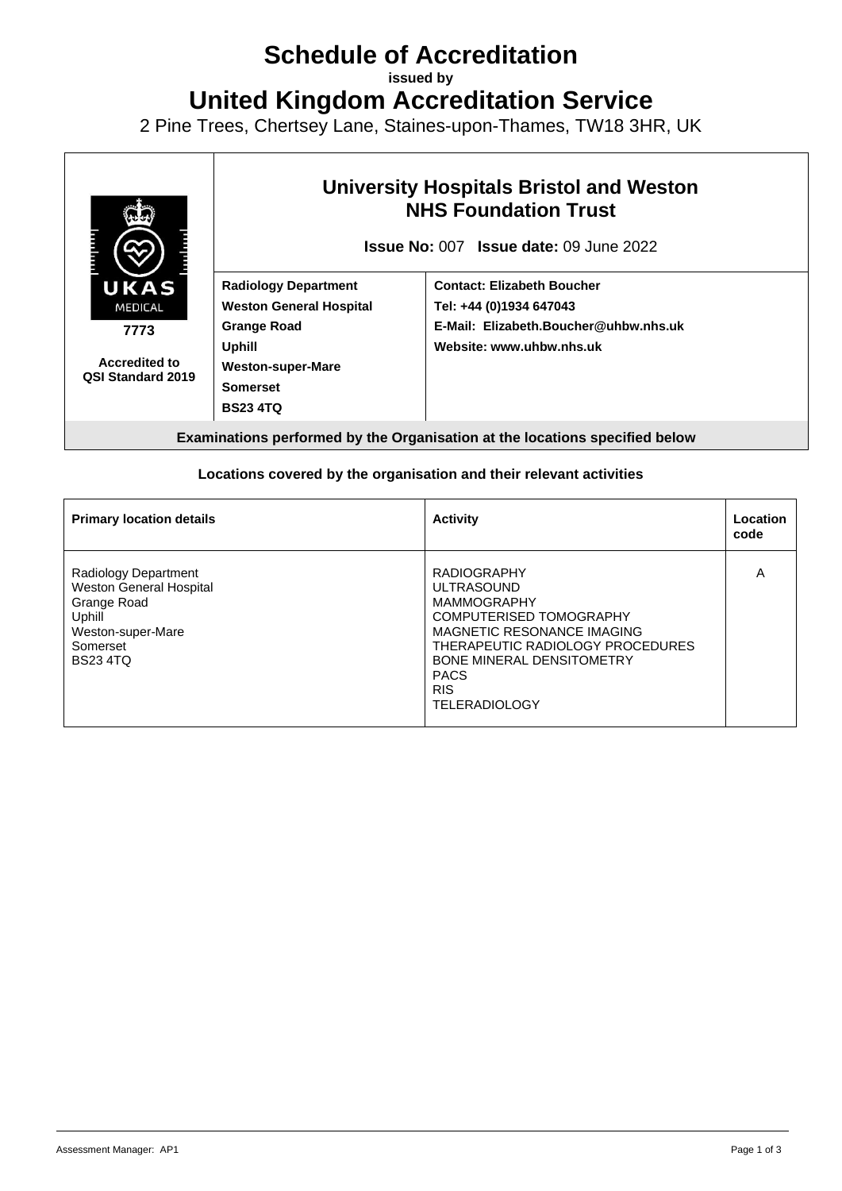# Schedule of Accreditation

**issued by**

# United Kingdom Accreditation Service

2 Pine Trees, Chertsey Lane, Staines-upon-Thames, TW18 3HR, UK

| UKAS MEDICAL **7773** **Accredited to QSI Standard 2019** | **University Hospitals Bristol and Weston NHS Foundation Trust** **Issue No:** 007 **Issue date:** 09 June 2022 | |
|---|---|---|
| | **Radiology Department** **Weston General Hospital** **Grange Road** **Uphill** **Weston-super-Mare** **Somerset** **BS23 4TQ** | **Contact: Elizabeth Boucher** **Tel: +44 (0)1934 647043** **E-Mail: Elizabeth.Boucher@uhbw.nhs.uk** **Website: www.uhbw.nhs.uk** |

**Examinations performed by the Organisation at the locations specified below**

### Locations covered by the organisation and their relevant activities

| Primary location details | Activity | Location code |
|---|---|---|
| Radiology Department<br>Weston General Hospital<br>Grange Road<br>Uphill<br>Weston-super-Mare<br>Somerset<br>BS23 4TQ | RADIOGRAPHY<br>ULTRASOUND<br>MAMMOGRAPHY<br>COMPUTERISED TOMOGRAPHY<br>MAGNETIC RESONANCE IMAGING<br>THERAPEUTIC RADIOLOGY PROCEDURES<br>BONE MINERAL DENSITOMETRY<br>PACS<br>RIS<br>TELERADIOLOGY | A |

Assessment Manager: AP1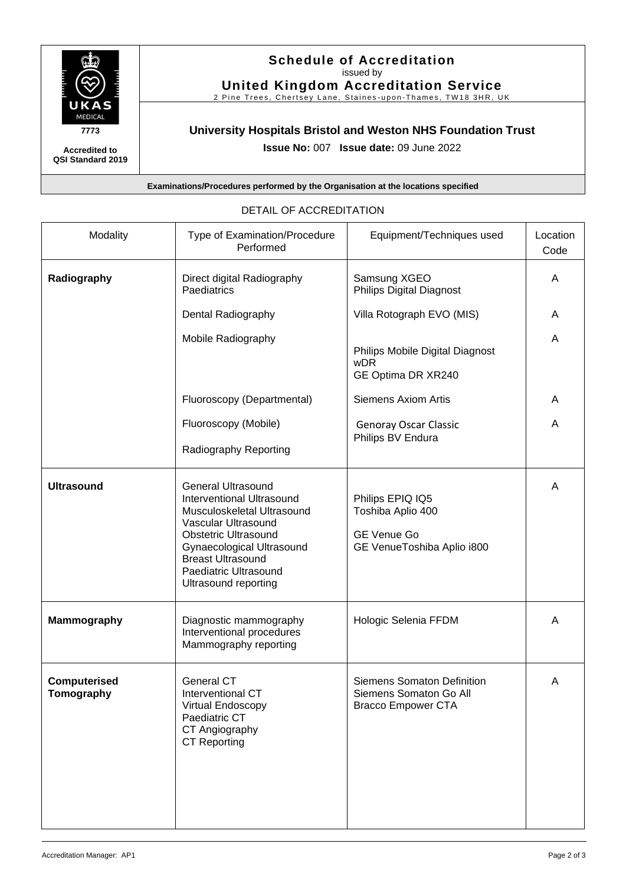**Schedule of Accreditation**
issued by
**United Kingdom Accreditation Service**
2 Pine Trees, Chertsey Lane, Staines-upon-Thames, TW18 3HR, UK

**7773**

**Accredited to QSI Standard 2019**

## University Hospitals Bristol and Weston NHS Foundation Trust

**Issue No:** 007 **Issue date:** 09 June 2022

**Examinations/Procedures performed by the Organisation at the locations specified**

DETAIL OF ACCREDITATION

| Modality | Type of Examination/Procedure Performed | Equipment/Techniques used | Location Code |
|---|---|---|---|
| **Radiography** | Direct digital Radiography Paediatrics | Samsung XGEO<br>Philips Digital Diagnost | A |
| | Dental Radiography | Villa Rotograph EVO (MIS) | A |
| | Mobile Radiography | Philips Mobile Digital Diagnost wDR<br>GE Optima DR XR240 | A |
| | Fluoroscopy (Departmental) | Siemens Axiom Artis | A |
| | Fluoroscopy (Mobile)<br><br>Radiography Reporting | Genoray Oscar Classic<br>Philips BV Endura | A |
| **Ultrasound** | General Ultrasound<br>Interventional Ultrasound<br>Musculoskeletal Ultrasound<br>Vascular Ultrasound<br>Obstetric Ultrasound<br>Gynaecological Ultrasound<br>Breast Ultrasound<br>Paediatric Ultrasound<br>Ultrasound reporting | Philips EPIQ IQ5<br>Toshiba Aplio 400<br><br>GE Venue Go<br>GE VenueToshiba Aplio i800 | A |
| **Mammography** | Diagnostic mammography<br>Interventional procedures<br>Mammography reporting | Hologic Selenia FFDM | A |
| **Computerised Tomography** | General CT<br>Interventional CT<br>Virtual Endoscopy<br>Paediatric CT<br>CT Angiography<br>CT Reporting | Siemens Somaton Definition<br>Siemens Somaton Go All<br>Bracco Empower CTA | A |

Accreditation Manager: AP1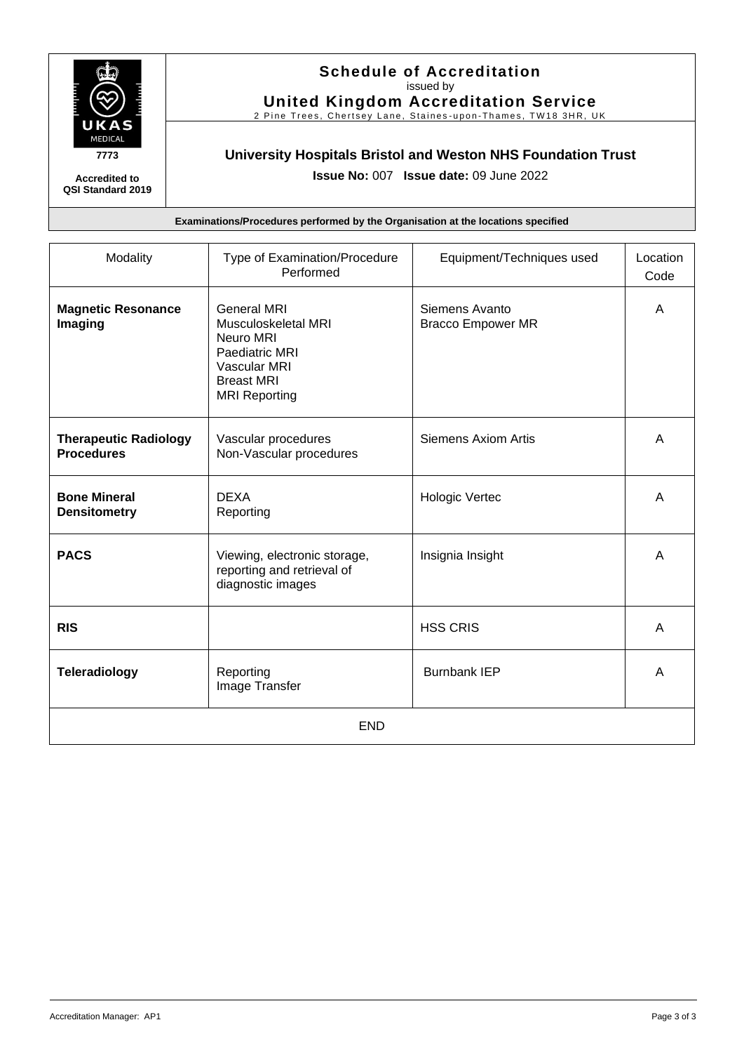# Schedule of Accreditation

issued by

**United Kingdom Accreditation Service**

2 Pine Trees, Chertsey Lane, Staines-upon-Thames, TW18 3HR, UK

UKAS MEDICAL

7773

**Accredited to QSI Standard 2019**

## University Hospitals Bristol and Weston NHS Foundation Trust

**Issue No:** 007 **Issue date:** 09 June 2022

**Examinations/Procedures performed by the Organisation at the locations specified**

| Modality | Type of Examination/Procedure Performed | Equipment/Techniques used | Location Code |
|---|---|---|---|
| **Magnetic Resonance Imaging** | General MRI<br>Musculoskeletal MRI<br>Neuro MRI<br>Paediatric MRI<br>Vascular MRI<br>Breast MRI<br>MRI Reporting | Siemens Avanto<br>Bracco Empower MR | A |
| **Therapeutic Radiology Procedures** | Vascular procedures<br>Non-Vascular procedures | Siemens Axiom Artis | A |
| **Bone Mineral Densitometry** | DEXA<br>Reporting | Hologic Vertec | A |
| **PACS** | Viewing, electronic storage, reporting and retrieval of diagnostic images | Insignia Insight | A |
| **RIS** | | HSS CRIS | A |
| **Teleradiology** | Reporting<br>Image Transfer | Burnbank IEP | A |
| END | | | |

Accreditation Manager: AP1